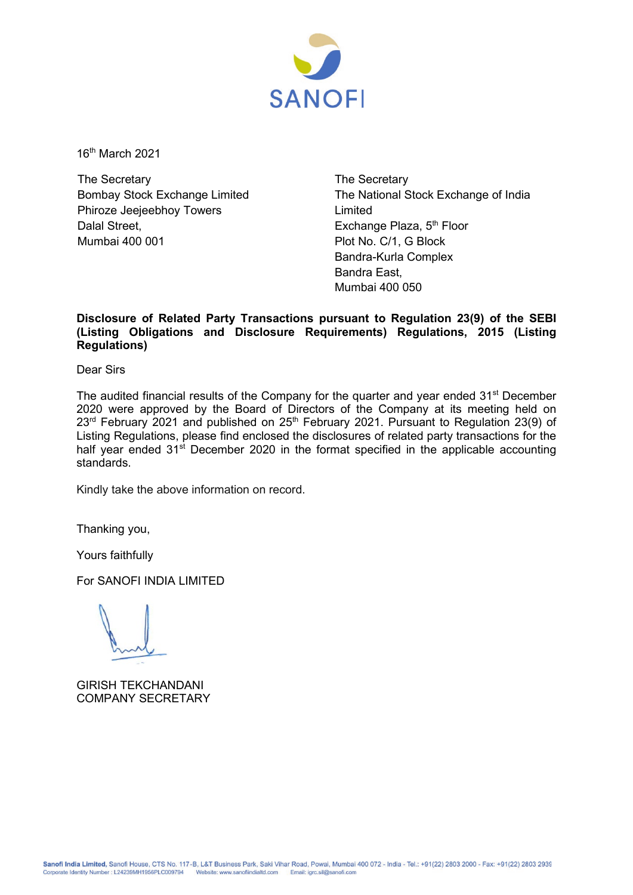SANOFI

16th March 2021

The Secretary
Bombay Stock Exchange Limited
Phiroze Jeejeebhoy Towers
Dalal Street,
Mumbai 400 001

The Secretary
The National Stock Exchange of India Limited
Exchange Plaza, 5th Floor
Plot No. C/1, G Block
Bandra-Kurla Complex
Bandra East,
Mumbai 400 050

**Disclosure of Related Party Transactions pursuant to Regulation 23(9) of the SEBI (Listing Obligations and Disclosure Requirements) Regulations, 2015 (Listing Regulations)**

Dear Sirs

The audited financial results of the Company for the quarter and year ended 31st December 2020 were approved by the Board of Directors of the Company at its meeting held on 23rd February 2021 and published on 25th February 2021. Pursuant to Regulation 23(9) of Listing Regulations, please find enclosed the disclosures of related party transactions for the half year ended 31st December 2020 in the format specified in the applicable accounting standards.

Kindly take the above information on record.

Thanking you,

Yours faithfully

For SANOFI INDIA LIMITED

GIRISH TEKCHANDANI
COMPANY SECRETARY

Sanofi India Limited, Sanofi House, CTS No. 117-B, L&T Business Park, Saki Vihar Road, Powai, Mumbai 400 072 - India - Tel.: +91(22) 2803 2000 - Fax: +91(22) 2803 2939
Corporate Identity Number : L24239MH1956PLC009794 Website: www.sanofiindialtd.com Email: igrc.sil@sanofi.com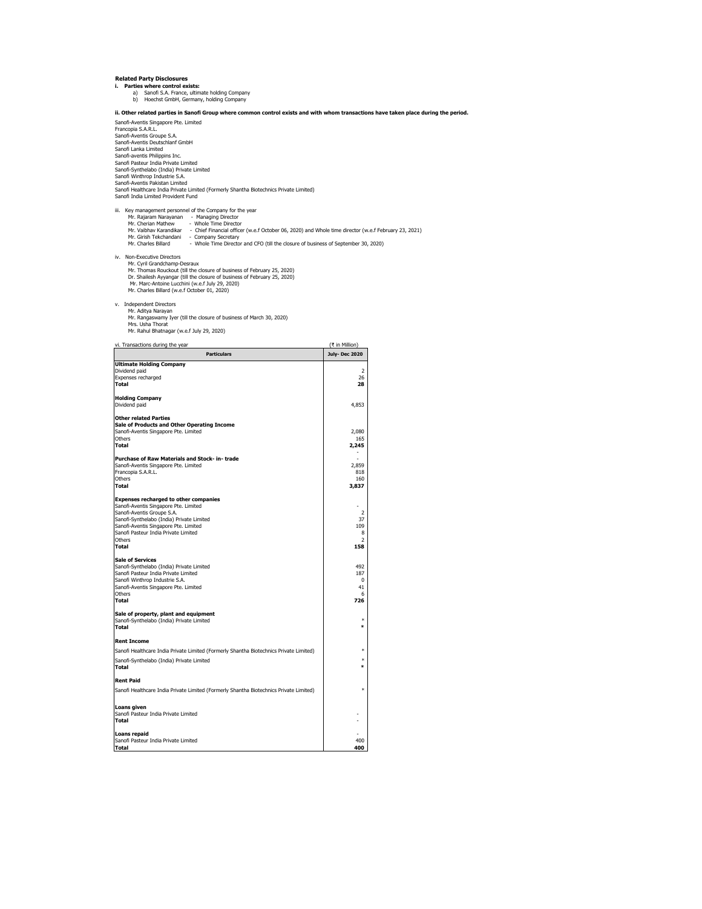**Related Party Disclosures**

**i. Parties where control exists:**

a) Sanofi S.A. France, ultimate holding Company

b) Hoechst GmbH, Germany, holding Company

**ii. Other related parties in Sanofi Group where common control exists and with whom transactions have taken place during the period.**

Sanofi-Aventis Singapore Pte. Limited
Francopia S.A.R.L.
Sanofi-Aventis Groupe S.A.
Sanofi-Aventis Deutschlanf GmbH
Sanofi Lanka Limited
Sanofi-aventis Philippins Inc.
Sanofi Pasteur India Private Limited
Sanofi-Synthelabo (India) Private Limited
Sanofi Winthrop Industrie S.A.
Sanofi-Aventis Pakistan Limited
Sanofi Healthcare India Private Limited (Formerly Shantha Biotechnics Private Limited)
Sanofi India Limited Provident Fund

iii. Key management personnel of the Company for the year

- Mr. Rajaram Narayanan - Managing Director
- Mr. Cherian Mathew - Whole Time Director
- Mr. Vaibhav Karandikar - Chief Financial officer (w.e.f October 06, 2020) and Whole time director (w.e.f February 23, 2021)
- Mr. Girish Tekchandani - Company Secretary
- Mr. Charles Billard - Whole Time Director and CFO (till the closure of business of September 30, 2020)

iv. Non-Executive Directors

- Mr. Cyril Grandchamp-Desraux
- Mr. Thomas Rouckout (till the closure of business of February 25, 2020)
- Dr. Shailesh Ayyangar (till the closure of business of February 25, 2020)
- Mr. Marc-Antoine Lucchini (w.e.f July 29, 2020)
- Mr. Charles Billard (w.e.f October 01, 2020)

v. Independent Directors

- Mr. Aditya Narayan
- Mr. Rangaswamy Iyer (till the closure of business of March 30, 2020)
- Mrs. Usha Thorat
- Mr. Rahul Bhatnagar (w.e.f July 29, 2020)

vi. Transactions during the year (₹ in Million)

| Particulars | July- Dec 2020 |
|---|---|
| **Ultimate Holding Company** | |
| Dividend paid | 2 |
| Expenses recharged | 26 |
| **Total** | **28** |
| | |
| **Holding Company** | |
| Dividend paid | 4,853 |
| | |
| **Other related Parties** | |
| **Sale of Products and Other Operating Income** | |
| Sanofi-Aventis Singapore Pte. Limited | 2,080 |
| Others | 165 |
| **Total** | **2,245** |
| | - |
| **Purchase of Raw Materials and Stock- in- trade** | - |
| Sanofi-Aventis Singapore Pte. Limited | 2,859 |
| Francopia S.A.R.L. | 818 |
| Others | 160 |
| **Total** | **3,837** |
| | |
| **Expenses recharged to other companies** | |
| Sanofi-Aventis Singapore Pte. Limited | - |
| Sanofi-Aventis Groupe S.A. | 2 |
| Sanofi-Synthelabo (India) Private Limited | 37 |
| Sanofi-Aventis Singapore Pte. Limited | 109 |
| Sanofi Pasteur India Private Limited | 8 |
| Others | 2 |
| **Total** | **158** |
| | |
| **Sale of Services** | |
| Sanofi-Synthelabo (India) Private Limited | 492 |
| Sanofi Pasteur India Private Limited | 187 |
| Sanofi Winthrop Industrie S.A. | 0 |
| Sanofi-Aventis Singapore Pte. Limited | 41 |
| Others | 6 |
| **Total** | **726** |
| | |
| **Sale of property, plant and equipment** | |
| Sanofi-Synthelabo (India) Private Limited | * |
| **Total** | ***** |
| | |
| **Rent Income** | |
| Sanofi Healthcare India Private Limited (Formerly Shantha Biotechnics Private Limited) | * |
| Sanofi-Synthelabo (India) Private Limited | * |
| **Total** | ***** |
| | |
| **Rent Paid** | |
| Sanofi Healthcare India Private Limited (Formerly Shantha Biotechnics Private Limited) | * |
| | |
| **Loans given** | |
| Sanofi Pasteur India Private Limited | - |
| **Total** | - |
| | |
| **Loans repaid** | - |
| Sanofi Pasteur India Private Limited | 400 |
| **Total** | **400** |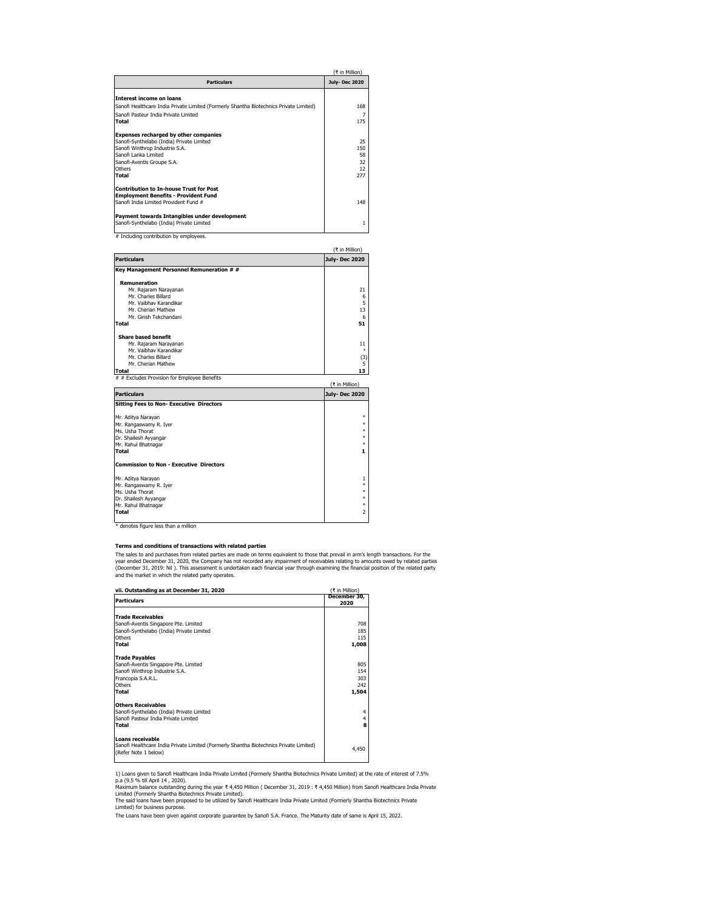(₹ in Million)

| Particulars | July- Dec 2020 |
|---|---|
| **Interest income on loans** | |
| Sanofi Healthcare India Private Limited (Formerly Shantha Biotechnics Private Limited) | 168 |
| Sanofi Pasteur India Private Limited | 7 |
| **Total** | 175 |
| **Expenses recharged by other companies** | |
| Sanofi-Synthelabo (India) Private Limited | 25 |
| Sanofi Winthrop Industrie S.A. | 150 |
| Sanofi Lanka Limited | 58 |
| Sanofi-Aventis Groupe S.A. | 32 |
| Others | 12 |
| **Total** | 277 |
| **Contribution to In-house Trust for Post Employment Benefits - Provident Fund** | |
| Sanofi India Limited Provident Fund # | 148 |
| **Payment towards Intangibles under development** | |
| Sanofi-Synthelabo (India) Private Limited | 1 |

# Including contribution by employees.

(₹ in Million)

| Particulars | July- Dec 2020 |
|---|---|
| **Key Management Personnel Remuneration # #** | |
| **Remuneration** | |
| Mr. Rajaram Narayanan | 21 |
| Mr. Charles Billard | 6 |
| Mr. Vaibhav Karandikar | 5 |
| Mr. Cherian Mathew | 13 |
| Mr. Girish Tekchandani | 6 |
| **Total** | **51** |
| **Share based benefit** | |
| Mr. Rajaram Narayanan | 11 |
| Mr. Vaibhav Karandikar | * |
| Mr. Charles Billard | (3) |
| Mr. Cherian Mathew | 5 |
| **Total** | **13** |

# # Excludes Provision for Employee Benefits

(₹ in Million)

| Particulars | July- Dec 2020 |
|---|---|
| **Sitting Fees to Non- Executive Directors** | |
| Mr. Aditya Narayan | * |
| Mr. Rangaswamy R. Iyer | * |
| Ms. Usha Thorat | * |
| Dr. Shailesh Ayyangar | * |
| Mr. Rahul Bhatnagar | * |
| **Total** | **1** |
| **Commission to Non - Executive Directors** | |
| Mr. Aditya Narayan | 1 |
| Mr. Rangaswamy R. Iyer | * |
| Ms. Usha Thorat | * |
| Dr. Shailesh Ayyangar | * |
| Mr. Rahul Bhatnagar | * |
| **Total** | 2 |

* denotes figure less than a million

**Terms and conditions of transactions with related parties**

The sales to and purchases from related parties are made on terms equivalent to those that prevail in arm's length transactions. For the year ended December 31, 2020, the Company has not recorded any impairment of receivables relating to amounts owed by related parties (December 31, 2019: Nil ). This assessment is undertaken each financial year through examining the financial position of the related party and the market in which the related party operates.

**vii. Outstanding as at December 31, 2020**

(₹ in Million)

| Particulars | December 30, 2020 |
|---|---|
| **Trade Receivables** | |
| Sanofi-Aventis Singapore Pte. Limited | 708 |
| Sanofi-Synthelabo (India) Private Limited | 185 |
| Others | 115 |
| **Total** | **1,008** |
| **Trade Payables** | |
| Sanofi-Aventis Singapore Pte. Limited | 805 |
| Sanofi Winthrop Industrie S.A. | 154 |
| Francopia S.A.R.L. | 303 |
| Others | 242 |
| **Total** | **1,504** |
| **Others Receivables** | |
| Sanofi-Synthelabo (India) Private Limited | 4 |
| Sanofi Pasteur India Private Limited | 4 |
| **Total** | **8** |
| **Loans receivable** | |
| Sanofi Healthcare India Private Limited (Formerly Shantha Biotechnics Private Limited) (Refer Note 1 below) | 4,450 |

1) Loans given to Sanofi Healthcare India Private Limited (Formerly Shantha Biotechnics Private Limited) at the rate of interest of 7.5% p.a (9.5 % till April 14 , 2020).
Maximum balance outstanding during the year ₹ 4,450 Million ( December 31, 2019 : ₹ 4,450 Million) from Sanofi Healthcare India Private Limited (Formerly Shantha Biotechnics Private Limited).
The said loans have been proposed to be utilized by Sanofi Healthcare India Private Limited (Formerly Shantha Biotechnics Private Limited) for business purpose.

The Loans have been given against corporate guarantee by Sanofi S.A. France. The Maturity date of same is April 15, 2022.